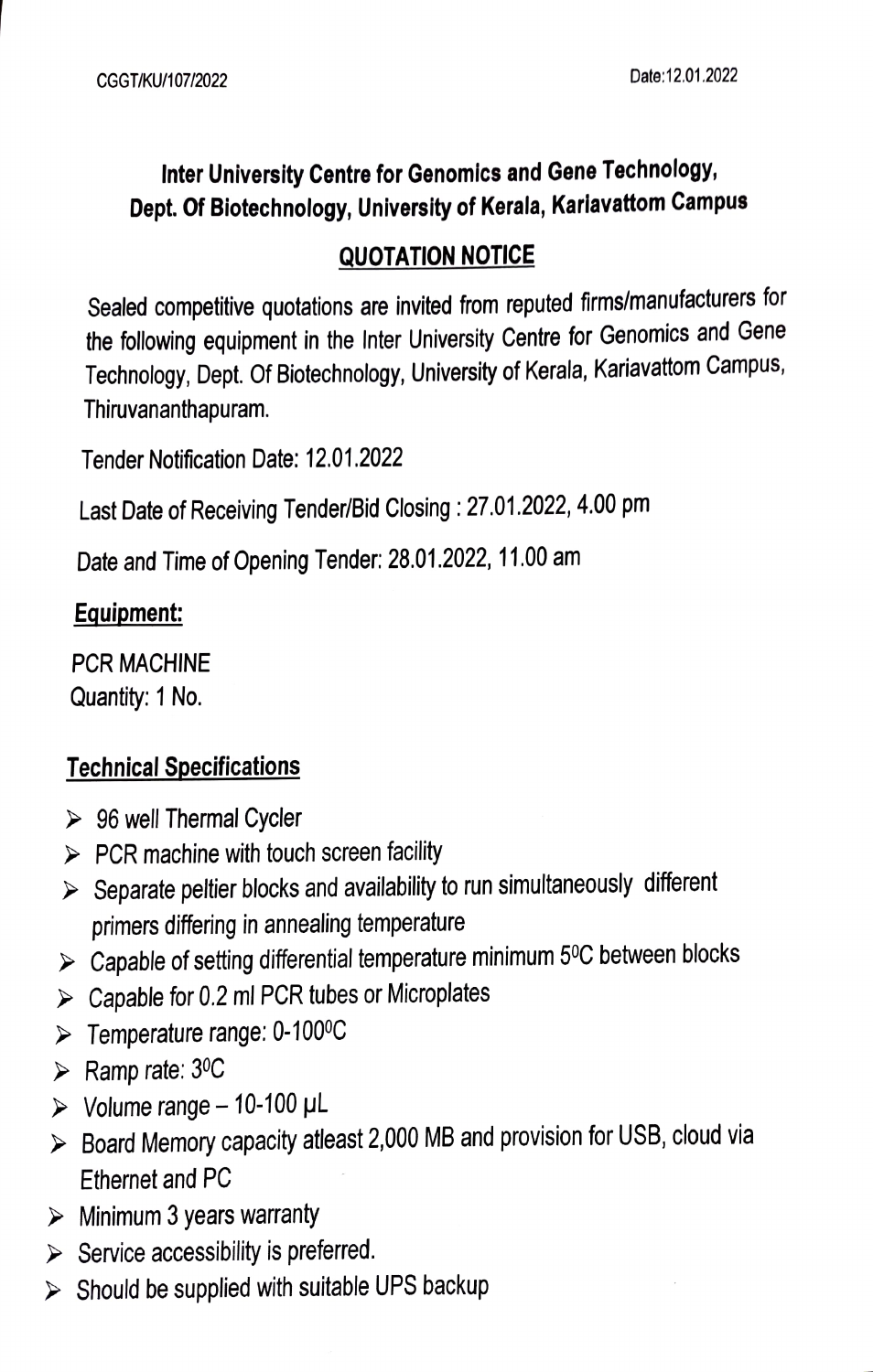CGGT/KU/107/2022 Date:12.01.2022

## Inter University Centre for Genomics and Gene Technology, Dept. Of Biotechnology, University of Kerala, Kariavattom Campus

### QUOTATION NOTICE

Sealed competitive quotations are invited from reputed firms/manufacturers for the following equipment in the Inter University Centre for Genomics and Gene Technology, Dept. Of Biotechnology, University of Kerala, Kariavattom Campus, Thiruvananthapuram.

Tender Notification Date: 12.01.2022

Last Date of Receiving Tender/Bid Closing : 27.01.2022, 4.00 pm

Date and Time of Opening Tender: 28.01.2022, 11.00 am

**Equipment:**

PCR MACHINE
Quantity: 1 No.

**Technical Specifications**

- 96 well Thermal Cycler
- PCR machine with touch screen facility
- Separate peltier blocks and availability to run simultaneously different primers differing in annealing temperature
- Capable of setting differential temperature minimum 5⁰C between blocks
- Capable for 0.2 ml PCR tubes or Microplates
- Temperature range: 0-100⁰C
- Ramp rate: 3⁰C
- Volume range – 10-100 µL
- Board Memory capacity atleast 2,000 MB and provision for USB, cloud via Ethernet and PC
- Minimum 3 years warranty
- Service accessibility is preferred.
- Should be supplied with suitable UPS backup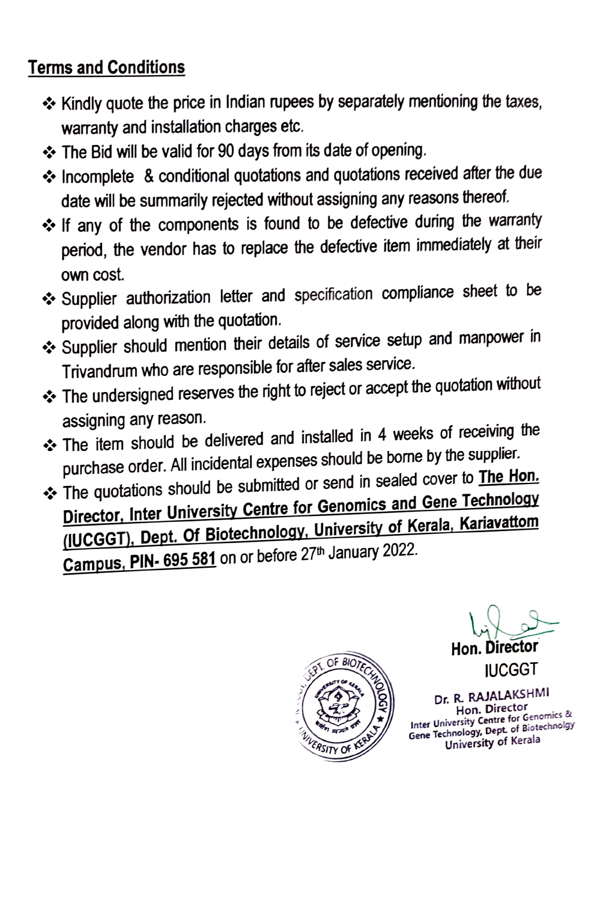**Terms and Conditions**

- Kindly quote the price in Indian rupees by separately mentioning the taxes, warranty and installation charges etc.
- The Bid will be valid for 90 days from its date of opening.
- Incomplete & conditional quotations and quotations received after the due date will be summarily rejected without assigning any reasons thereof.
- If any of the components is found to be defective during the warranty period, the vendor has to replace the defective item immediately at their own cost.
- Supplier authorization letter and specification compliance sheet to be provided along with the quotation.
- Supplier should mention their details of service setup and manpower in Trivandrum who are responsible for after sales service.
- The undersigned reserves the right to reject or accept the quotation without assigning any reason.
- The item should be delivered and installed in 4 weeks of receiving the purchase order. All incidental expenses should be borne by the supplier.
- The quotations should be submitted or send in sealed cover to **The Hon. Director, Inter University Centre for Genomics and Gene Technology (IUCGGT), Dept. Of Biotechnology, University of Kerala, Kariavattom Campus, PIN- 695 581** on or before 27th January 2022.

**Hon. Director**
IUCGGT

Dr. R. RAJALAKSHMI
Hon. Director
Inter University Centre for Genomics & Gene Technology, Dept. of Biotechnolgy
University of Kerala